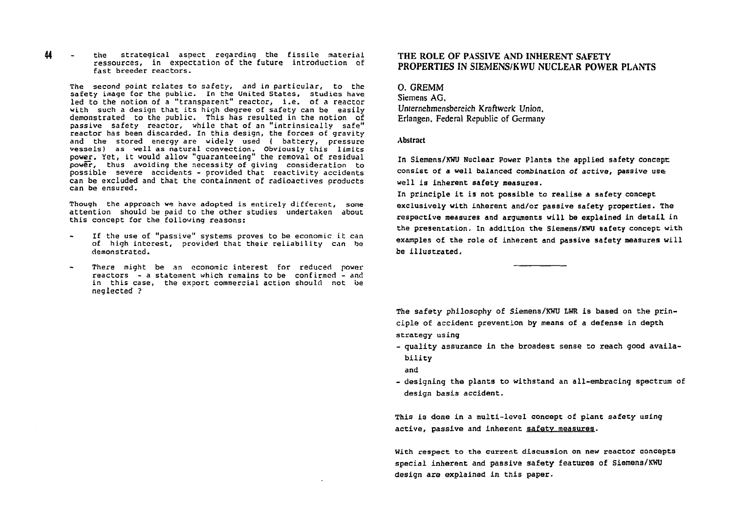- the strategical aspect regarding the fissile material ressources, in expectation of the future introduction of fast breeder reactors.

The second point relates to safety, and in particular, to the safety image for the public. In the United States, studies have led to the notion of a "transparent" reactor, i.e. of a reactor with such a design that its high degree of safety can be easily demonstrated to the public. This has resulted in the notion of passive safety reactor, while that of an "intrinsically safe" reactor has been discarded. In this design, the forces of gravity and the stored energy are widely used ( battery, pressure vessels) as well as natural convection. Obviously this limits power. Yet, it would allow "guaranteeing" the removal of residual power, thus avoiding the necessity of giving consideration to possible severe accidents - provided that reactivity accidents can be excluded and that the containment of radioactives products can be ensured.

Though the approach we have adopted is entirely different, some attention should be paid to the other studies undertaken about this concept for the following reasons:

- If the use of "passive" systems proves to be economic it can of high interest, provided that their reliability can be demonstrated.
- There might be an economic interest for reduced power reactors - a statement which remains to be confirmed - and in this case, the export commercial action should not be neglected ?

# THE ROLE OF PASSIVE AND INHERENT SAFETY PROPERTIES IN SIEMENS/KWU NUCLEAR POWER PLANTS

O. GREMM
Siemens AG,
*Unternehmensbereich Kraftwerk Union,*
Erlangen, Federal Republic of Germany

### Abstract

In Siemens/KWU Nuclear Power Plants the applied safety concept consist of a well balanced combination of active, passive use well is inherent safety measures.
In principle it is not possible to realise a safety concept exclusively with inherent and/or passive safety properties. The respective measures and arguments will be explained in detail in the presentation. In addition the Siemens/KWU safety concept with examples of the role of inherent and passive safety measures will be illustrated.

---

The safety philosophy of Siemens/KWU LWR is based on the principle of accident prevention by means of a defense in depth strategy using

- quality assurance in the broadest sense to reach good availability

  and
- designing the plants to withstand an all-embracing spectrum of design basis accident.

This is done in a multi-level concept of plant safety using active, passive and inherent safety measures.

With respect to the current discussion on new reactor concepts special inherent and passive safety features of Siemens/KWU design are explained in this paper.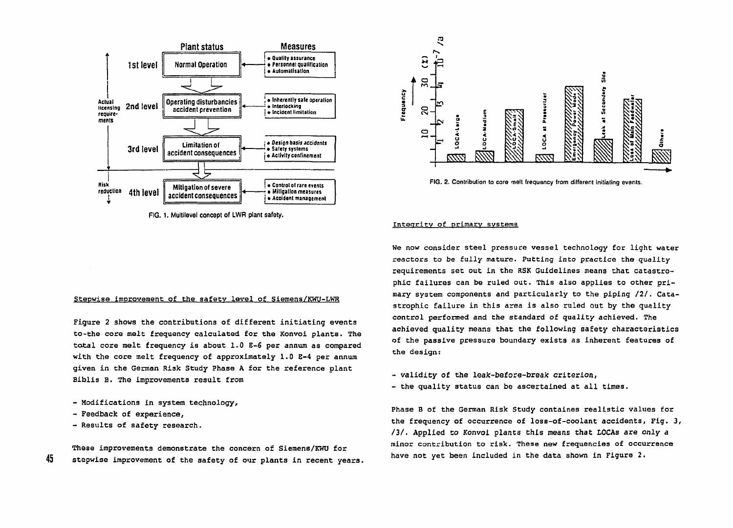FIG. 1. Multilevel concept of LWR plant safety.

FIG. 2. Contribution to core melt frequency from different initiating events.

## Stepwise improvement of the safety level of Siemens/KWU-LWR

Figure 2 shows the contributions of different initiating events to the core melt frequency calculated for the Konvoi plants. The total core melt frequency is about 1.0 E-6 per annum as compared with the core melt frequency of approximately 1.0 E-4 per annum given in the German Risk Study Phase A for the reference plant Biblis B. The improvements result from

- Modifications in system technology,
- Feedback of experience,
- Results of safety research.

These improvements demonstrate the concern of Siemens/KWU for stepwise improvement of the safety of our plants in recent years.

## Integrity of primary systems

We now consider steel pressure vessel technology for light water reactors to be fully mature. Putting into practice the quality requirements set out in the RSK Guidelines means that catastrophic failures can be ruled out. This also applies to other primary system components and particularly to the piping /2/. Catastrophic failure in this area is also ruled out by the quality control performed and the standard of quality achieved. The achieved quality means that the following safety characteristics of the passive pressure boundary exists as inherent features of the design:

- validity of the leak-before-break criterion,
- the quality status can be ascertained at all times.

Phase B of the German Risk Study containes realistic values for the frequency of occurrence of loss-of-coolant accidents, Fig. 3, /3/. Applied to Konvoi plants this means that LOCAs are only a minor contribution to risk. These new frequencies of occurrence have not yet been included in the data shown in Figure 2.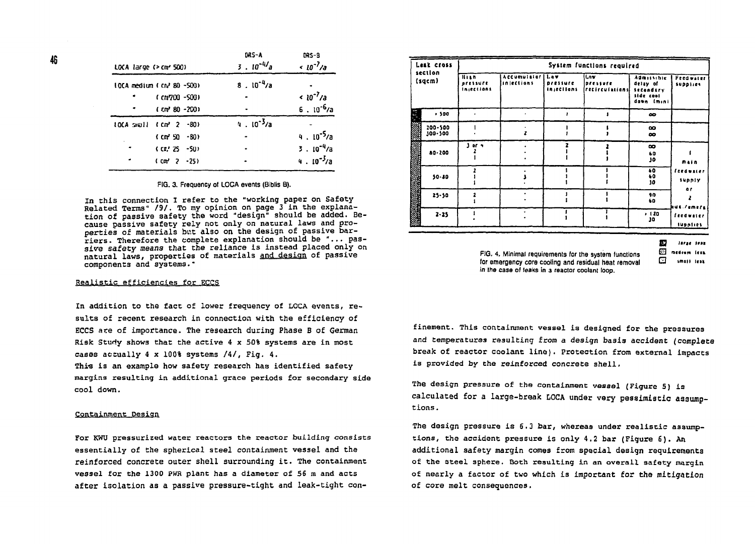| | DRS-A | DRS-B |
|---|---|---|
| LOCA large (> cm² 500) | $3 \cdot 10^{-4}/a$ | $< 10^{-7}/a$ |
| LOCA medium ( cm² 80 -500) | $8 \cdot 10^{-4}/a$ | - |
| " ( cm² 200 -500) | - | $< 10^{-7}/a$ |
| " ( cm² 80 -200) | - | $6 \cdot 10^{-6}/a$ |
| LOCA small ( cm² 2 -80) | $4 \cdot 10^{-3}/a$ | - |
| ( cm² 50 -80) | - | $4 \cdot 10^{-5}/a$ |
| " ( cm² 25 -50) | - | $3 \cdot 10^{-4}/a$ |
| " ( cm² 2 -25) | - | $4 \cdot 10^{-3}/a$ |

FIG. 3. Frequency of LOCA events (Biblis B).

In this connection I refer to the "working paper on Safety Related Terms" /9/. To my opinion on page 3 in the explanation of passive safety the word "design" should be added. Because passive safety rely not only on natural laws and properties of materials but also on the design of passive barriers. Therefore the complete explanation should be "... *passive safety means* that the reliance is instead placed only on natural laws, properties of materials and design of passive components and systems."

## Realistic efficiencies for ECCS

In addition to the fact of lower frequency of LOCA events, results of recent research in connection with the efficiency of ECCS are of importance. The research during Phase B of German Risk Study shows that the active 4 x 50% systems are in most cases actually 4 x 100% systems /4/, Fig. 4.
This is an example how safety research has identified safety margins resulting in additional grace periods for secondary side cool down.

## Containment Design

For KWU pressurized water reactors the reactor building consists essentially of the spherical steel containment vessel and the reinforced concrete outer shell surrounding it. The containment vessel for the 1300 PWR plant has a diameter of 56 m and acts after isolation as a passive pressure-tight and leak-tight confinement. This containment vessel is designed for the pressures and temperatures resulting from a design basis accident (complete break of reactor coolant line). Protection from external impacts is provided by the reinforced concrete shell.

| Leak cross section (sqcm) | System functions required | | | | | |
|---|---|---|---|---|---|---|
| | High pressure injections | Accumulator injections | Low pressure injections | Low pressure recirculations | Admissible delay of secondary side cool down (min) | Feedwater supplies |
| > 500 | - | - | 1 | 1 | ∞ | |
| 200-500 | 1 | - | 1 | 1 | ∞ | |
| 300-500 | - | 2 | 1 | 1 | ∞ | |
| 80-200 | 3 or 4 | - | 2 | 2 | ∞ | 1 main feedwater supply or 2 aux./emerg. feedwater supplies |
| | 2 | - | 1 | 1 | 60 | |
| | 1 | - | 1 | 1 | 30 | |
| 50-80 | 2 | - | 1 | 1 | 60 | |
| | 1 | 3 | 1 | 1 | 60 | |
| | 1 | - | 1 | 1 | 30 | |
| 25-50 | 2 | - | 1 | 1 | 90 | |
| | 1 | - | 1 | 1 | 60 | |
| 2-25 | 1 | - | 1 | 1 | > 120 | |
| | - | - | 1 | 1 | 30 | |

large leak; medium leak; small leak

FIG. 4. Minimal requirements for the system functions for emergency core cooling and residual heat removal in the case of leaks in a reactor coolant loop.

The design pressure of the containment vessel (Figure 5) is calculated for a large-break LOCA under very pessimistic assumptions.

The design pressure is 6.3 bar, whereas under realistic assumptions, the accident pressure is only 4.2 bar (Figure 6). An additional safety margin comes from special design requirements of the steel sphere. Both resulting in an overall safety margin of nearly a factor of two which is important for the mitigation of core melt consequences.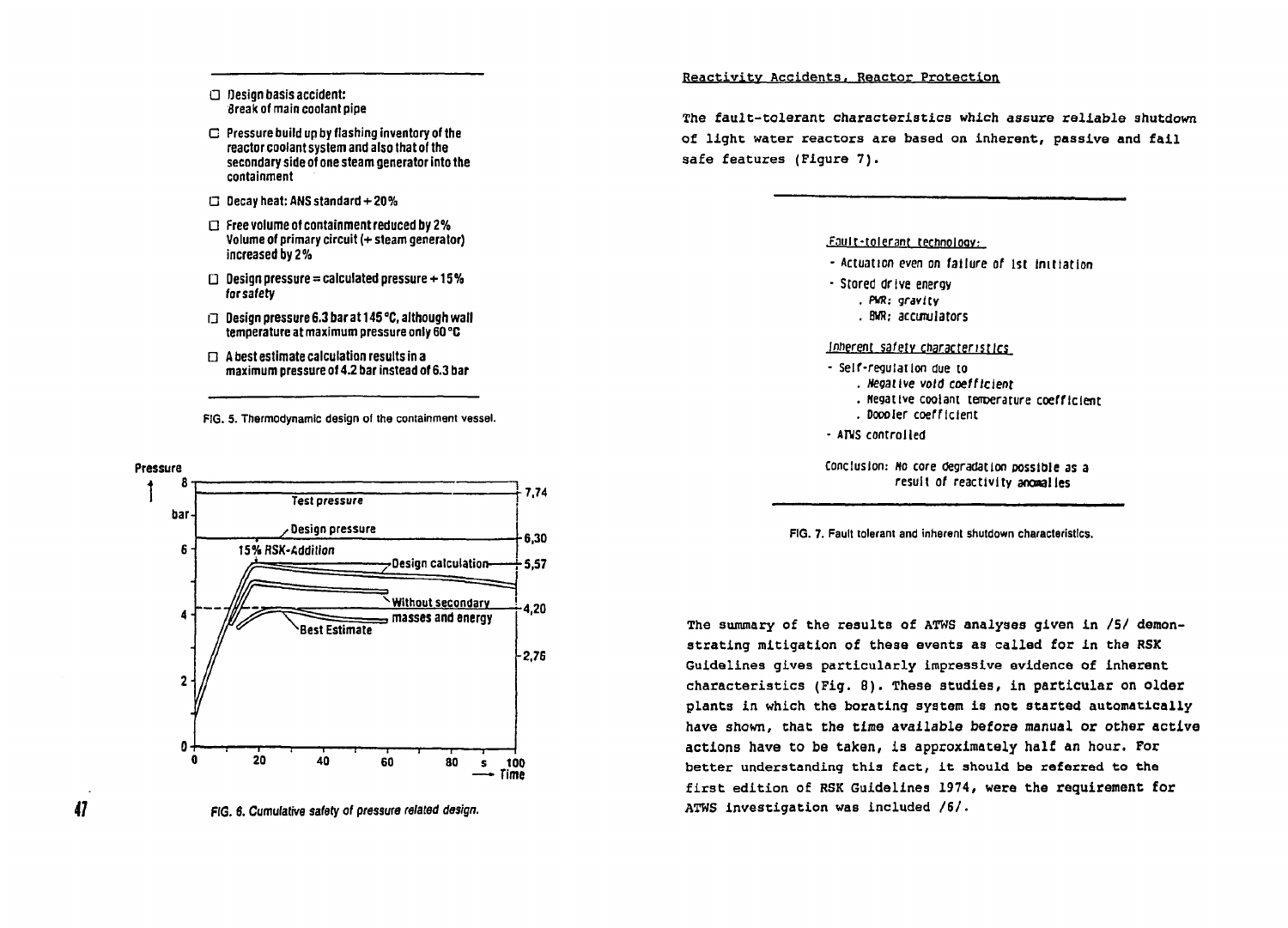- Design basis accident: Break of main coolant pipe
- Pressure build up by flashing inventory of the reactor coolant system and also that of the secondary side of one steam generator into the containment
- Decay heat: ANS standard + 20%
- Free volume of containment reduced by 2% Volume of primary circuit (+ steam generator) increased by 2%
- Design pressure = calculated pressure + 15% for safety
- Design pressure 6.3 bar at 145 °C, although wall temperature at maximum pressure only 60 °C
- A best estimate calculation results in a maximum pressure of 4.2 bar instead of 6.3 bar

FIG. 5. Thermodynamic design of the containment vessel.

FIG. 6. Cumulative safety of pressure related design.

## Reactivity Accidents, Reactor Protection

The fault-tolerant characteristics which assure reliable shutdown of light water reactors are based on inherent, passive and fail safe features (Figure 7).

Fault-tolerant technology:

- Actuation even on failure of 1st initiation
- Stored drive energy
  - PWR: gravity
  - BWR: accumulators

Inherent safety characteristics

- Self-regulation due to
  - Negative void coefficient
  - Negative coolant temperature coefficient
  - Doppler coefficient
- ATWS controlled

Conclusion: No core degradation possible as a result of reactivity anomalies

FIG. 7. Fault tolerant and inherent shutdown characteristics.

The summary of the results of ATWS analyses given in /5/ demonstrating mitigation of these events as called for in the RSK Guidelines gives particularly impressive evidence of inherent characteristics (Fig. 8). These studies, in particular on older plants in which the borating system is not started automatically have shown, that the time available before manual or other active actions have to be taken, is approximately half an hour. For better understanding this fact, it should be referred to the first edition of RSK Guidelines 1974, were the requirement for ATWS investigation was included /6/.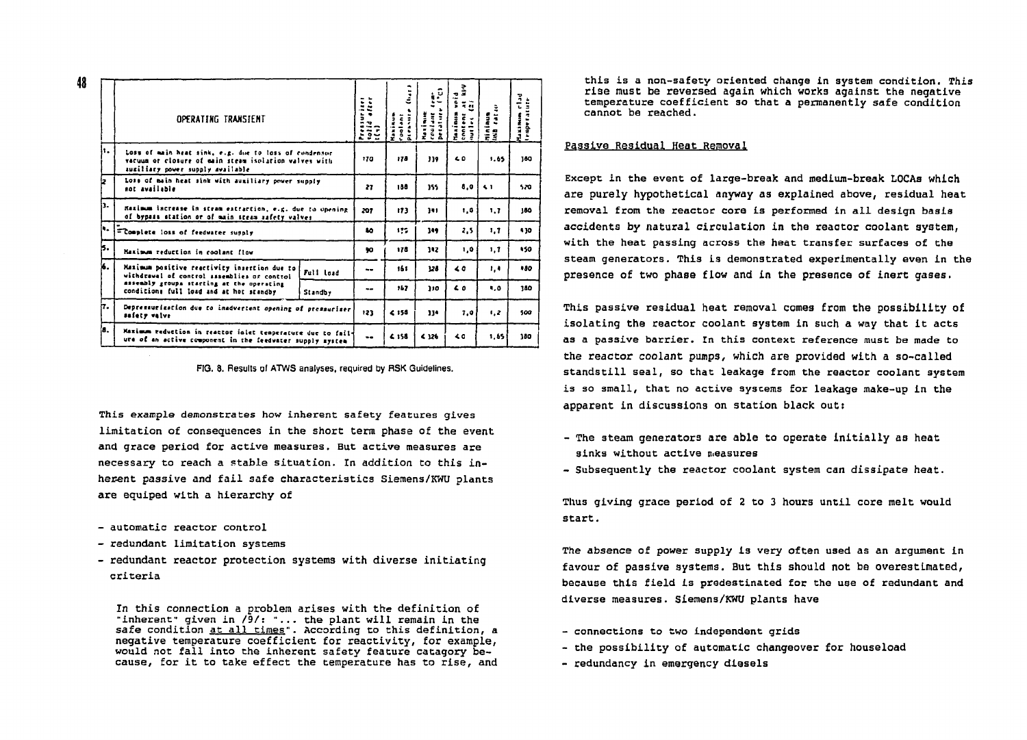| | OPERATING TRANSIENT | | Pressurizer solid after t(s) | Maximum coolant pressure (bar) | Maximum coolant temperature (°C) | Maximum void content at RPV outlet (%) | Minimum DNB ratio | Maximum clad temperature |
|---|---|---|---|---|---|---|---|---|
| 1. | Loss of main heat sink, e.g. due to loss of condenser vacuum or closure of main steam isolation valves with auxiliary power supply available | | 170 | 178 | 339 | < 0 | 1.65 | 380 |
| 2 | Loss of main heat sink with auxiliary power supply not available | | 27 | 188 | 355 | 8,0 | < 1 | 570 |
| 3. | Maximum increase in steam extraction, e.g. due to opening of bypass station or of main steam safety valves | | 207 | 173 | 341 | 1,0 | 1,7 | 380 |
| 4. | Complete loss of feedwater supply | | 80 | 175 | 349 | 2,5 | 1,7 | 430 |
| 5. | Maximum reduction in coolant flow | | 90 | 178 | 342 | 1,0 | 1,7 | 450 |
| 6. | Maximum positive reactivity insertion due to withdrawal of control assemblies or control assembly groups starting at the operating conditions full load and at hot standby | Full load | -- | 161 | 328 | < 0 | 1,4 | 480 |
| | | Standby | -- | 167 | 310 | < 0 | 4,0 | 380 |
| 7. | Depressurization due to inadvertent opening of pressurizer safety valve | | 123 | < 158 | 334 | 7,0 | 1,2 | 500 |
| 8. | Maximum reduction in reactor inlet temperature due to failure of an active component in the feedwater supply system | | -- | < 158 | < 326 | < 0 | 1,65 | 380 |

FIG. 8. Results of ATWS analyses, required by RSK Guidelines.

This example demonstrates how inherent safety features gives limitation of consequences in the short term phase of the event and grace period for active measures. But active measures are necessary to reach a stable situation. In addition to this inherent passive and fail safe characteristics Siemens/KWU plants are equiped with a hierarchy of

- automatic reactor control
- redundant limitation systems
- redundant reactor protection systems with diverse initiating criteria

In this connection a problem arises with the definition of "inherent" given in /9/: "... the plant will remain in the safe condition at all times". According to this definition, a negative temperature coefficient for reactivity, for example, would not fall into the inherent safety feature catagory because, for it to take effect the temperature has to rise, and this is a non-safety oriented change in system condition. This rise must be reversed again which works against the negative temperature coefficient so that a permanently safe condition cannot be reached.

## Passive Residual Heat Removal

Except in the event of large-break and medium-break LOCAs which are purely hypothetical anyway as explained above, residual heat removal from the reactor core is performed in all design basis accidents by natural circulation in the reactor coolant system, with the heat passing across the heat transfer surfaces of the steam generators. This is demonstrated experimentally even in the presence of two phase flow and in the presence of inert gases.

This passive residual heat removal comes from the possibility of isolating the reactor coolant system in such a way that it acts as a passive barrier. In this context reference must be made to the reactor coolant pumps, which are provided with a so-called standstill seal, so that leakage from the reactor coolant system is so small, that no active systems for leakage make-up in the apparent in discussions on station black out:

- The steam generators are able to operate initially as heat sinks without active measures
- Subsequently the reactor coolant system can dissipate heat.

Thus giving grace period of 2 to 3 hours until core melt would start.

The absence of power supply is very often used as an argument in favour of passive systems. But this should not be overestimated, because this field is predestinated for the use of redundant and diverse measures. Siemens/KWU plants have

- connections to two independent grids
- the possibility of automatic changeover for houseload
- redundancy in emergency diesels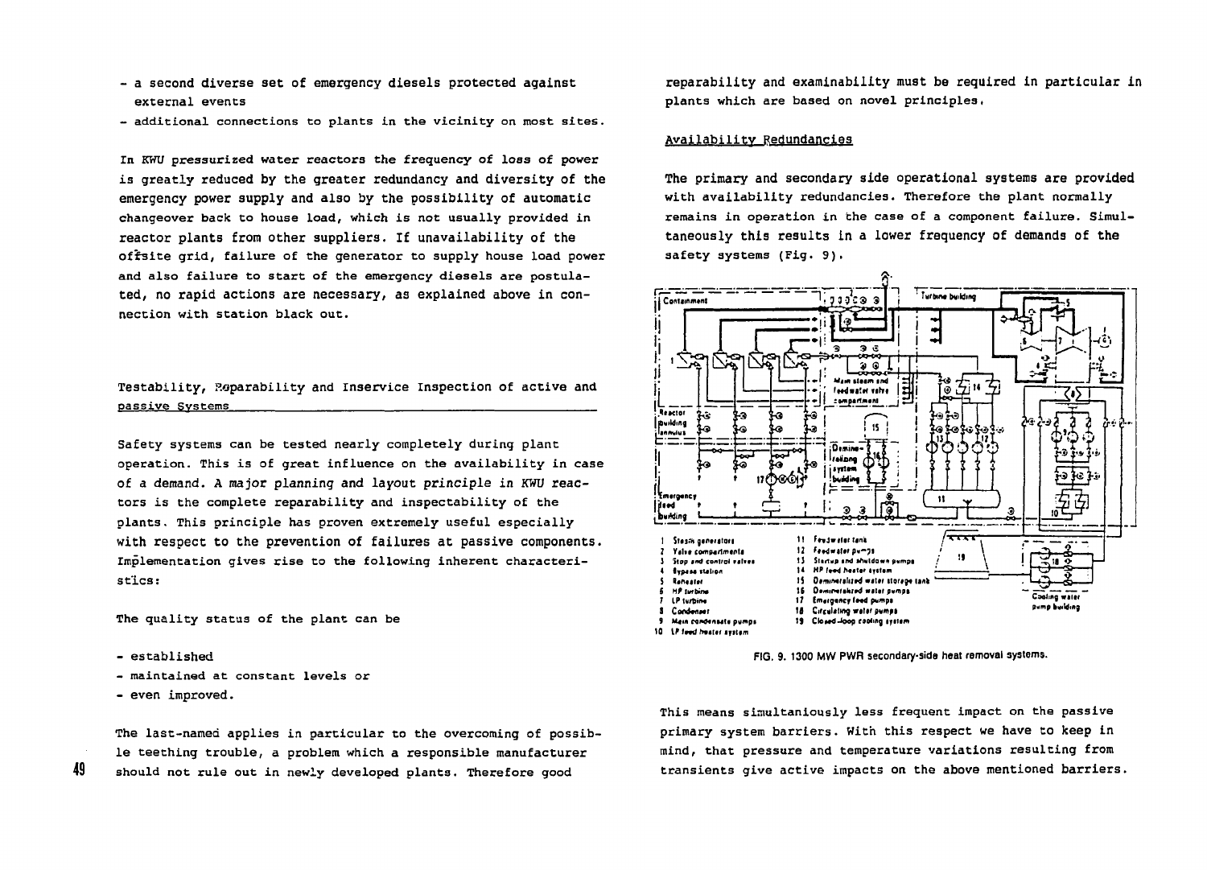- a second diverse set of emergency diesels protected against external events
- additional connections to plants in the vicinity on most sites.

In KWU pressurized water reactors the frequency of loss of power is greatly reduced by the greater redundancy and diversity of the emergency power supply and also by the possibility of automatic changeover back to house load, which is not usually provided in reactor plants from other suppliers. If unavailability of the offsite grid, failure of the generator to supply house load power and also failure to start of the emergency diesels are postulated, no rapid actions are necessary, as explained above in connection with station black out.

## Testability, Reparability and Inservice Inspection of active and passive Systems

Safety systems can be tested nearly completely during plant operation. This is of great influence on the availability in case of a demand. A major planning and layout principle in KWU reactors is the complete reparability and inspectability of the plants. This principle has proven extremely useful especially with respect to the prevention of failures at passive components. Implementation gives rise to the following inherent characteristics:

The quality status of the plant can be

- established
- maintained at constant levels or
- even improved.

The last-named applies in particular to the overcoming of possible teething trouble, a problem which a responsible manufacturer should not rule out in newly developed plants. Therefore good reparability and examinability must be required in particular in plants which are based on novel principles.

## Availability Redundancies

The primary and secondary side operational systems are provided with availability redundancies. Therefore the plant normally remains in operation in the case of a component failure. Simultaneously this results in a lower frequency of demands of the safety systems (Fig. 9).

1 Steam generators
2 Valve compartments
3 Stop and control valves
4 Bypass station
5 Reheater
6 HP turbine
7 LP turbine
8 Condenser
9 Main condensate pumps
10 LP feed heater system
11 Feedwater tank
12 Feedwater pumps
13 Startup and shutdown pumps
14 HP feed heater system
15 Demineralized water storage tank
16 Demineralized water pumps
17 Emergency feed pumps
18 Circulating water pumps
19 Closed-loop cooling system

FIG. 9. 1300 MW PWR secondary-side heat removal systems.

This means simultaniously less frequent impact on the passive primary system barriers. With this respect we have to keep in mind, that pressure and temperature variations resulting from transients give active impacts on the above mentioned barriers.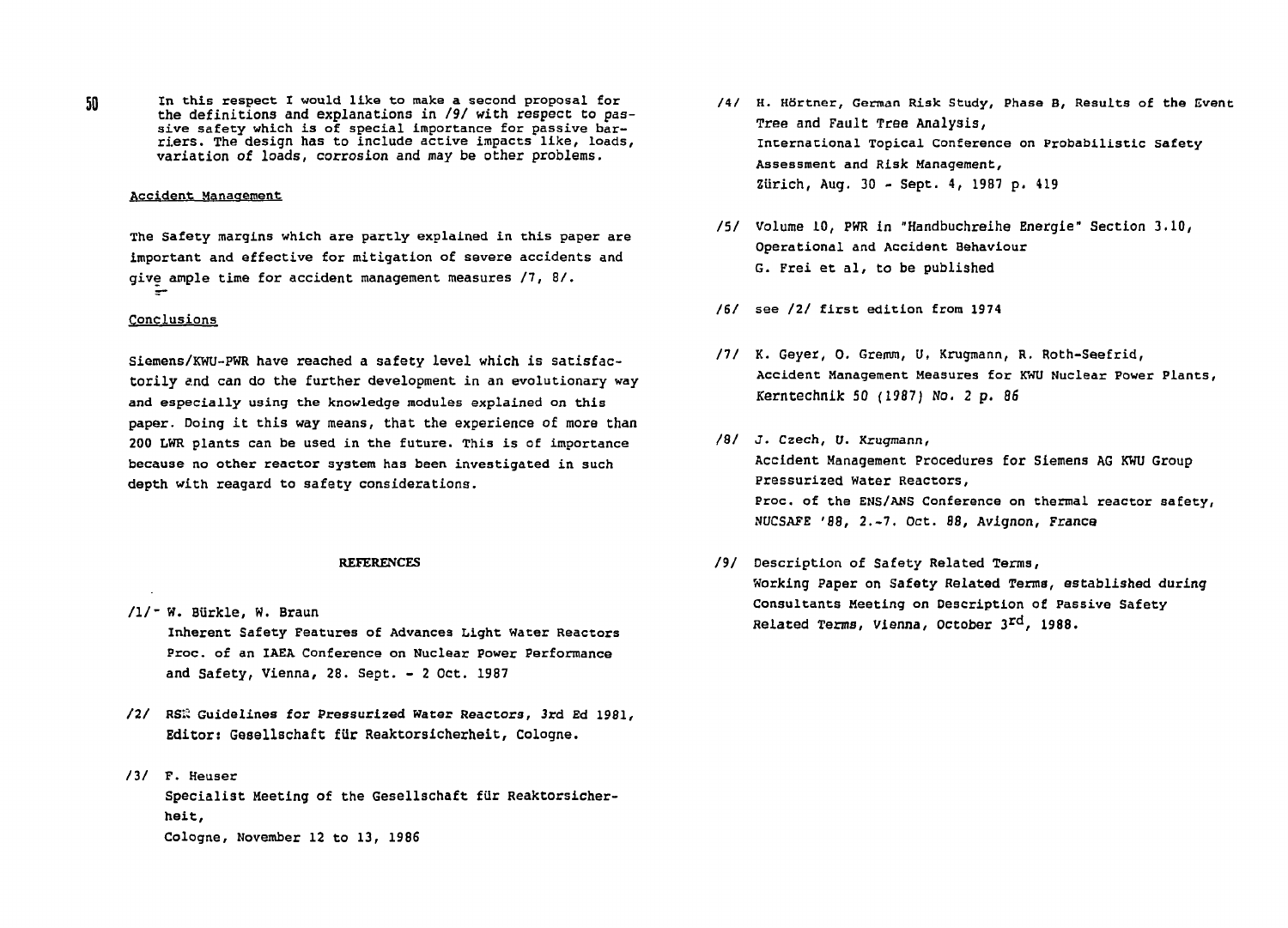In this respect I would like to make a second proposal for the definitions and explanations in /9/ with respect to passive safety which is of special importance for passive barriers. The design has to include active impacts like, loads, variation of loads, corrosion and may be other problems.

## Accident Management

The Safety margins which are partly explained in this paper are important and effective for mitigation of severe accidents and give ample time for accident management measures /7, 8/.

## Conclusions

Siemens/KWU-PWR have reached a safety level which is satisfactorily and can do the further development in an evolutionary way and especially using the knowledge modules explained on this paper. Doing it this way means, that the experience of more than 200 LWR plants can be used in the future. This is of importance because no other reactor system has been investigated in such depth with reagard to safety considerations.

## REFERENCES

/1/ W. Bürkle, W. Braun
Inherent Safety Features of Advances Light Water Reactors
Proc. of an IAEA Conference on Nuclear Power Performance and Safety, Vienna, 28. Sept. - 2 Oct. 1987

/2/ RSK Guidelines for Pressurized Water Reactors, 3rd Ed 1981, Editor: Gesellschaft für Reaktorsicherheit, Cologne.

/3/ F. Heuser
Specialist Meeting of the Gesellschaft für Reaktorsicherheit,
Cologne, November 12 to 13, 1986

/4/ H. Hörtner, German Risk Study, Phase B, Results of the Event Tree and Fault Tree Analysis,
International Topical Conference on Probabilistic Safety Assessment and Risk Management,
Zürich, Aug. 30 - Sept. 4, 1987 p. 419

/5/ Volume 10, PWR in "Handbuchreihe Energie" Section 3.10, Operational and Accident Behaviour
G. Frei et al, to be published

/6/ see /2/ first edition from 1974

/7/ K. Geyer, O. Gremm, U. Krugmann, R. Roth-Seefrid,
Accident Management Measures for KWU Nuclear Power Plants,
Kerntechnik 50 (1987) No. 2 p. 86

/8/ J. Czech, U. Krugmann,
Accident Management Procedures for Siemens AG KWU Group Pressurized Water Reactors,
Proc. of the ENS/ANS Conference on thermal reactor safety, NUCSAFE '88, 2.-7. Oct. 88, Avignon, France

/9/ Description of Safety Related Terms,
Working Paper on Safety Related Terms, established during Consultants Meeting on Description of Passive Safety Related Terms, Vienna, October 3rd, 1988.